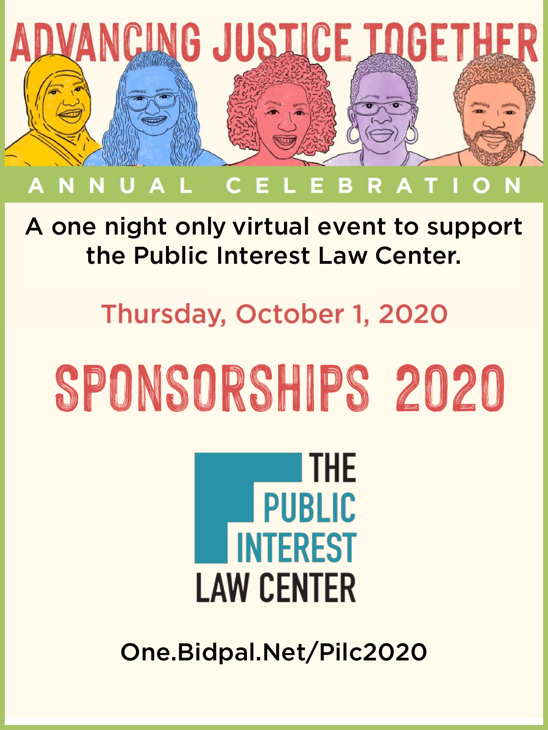# ADVANCING JUSTICE TOGETHER

ANNUAL CELEBRATION

A one night only virtual event to support the Public Interest Law Center.

Thursday, October 1, 2020

# SPONSORSHIPS 2020

THE PUBLIC INTEREST LAW CENTER

One.Bidpal.Net/Pilc2020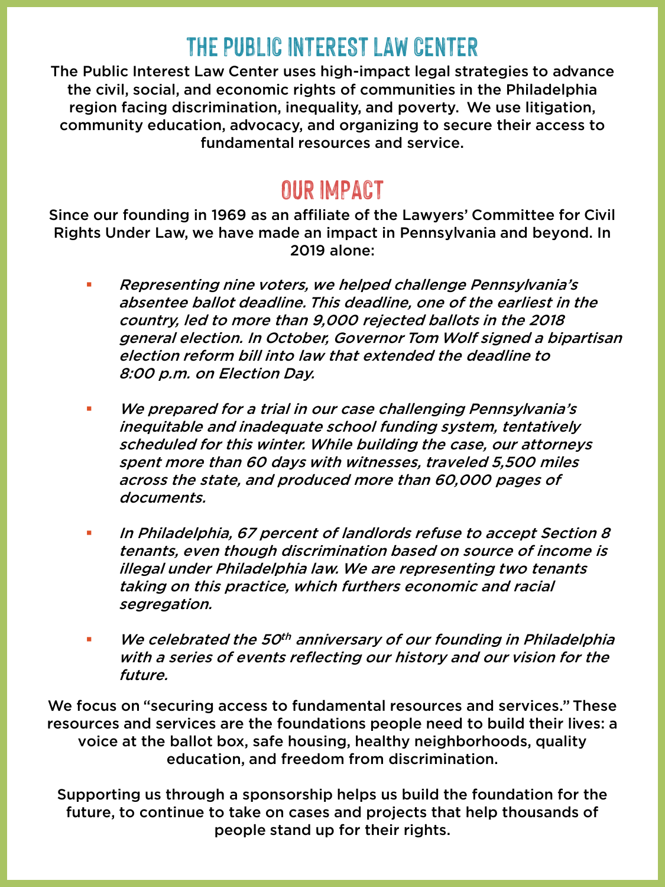# THE PUBLIC INTEREST LAW CENTER

The Public Interest Law Center uses high-impact legal strategies to advance the civil, social, and economic rights of communities in the Philadelphia region facing discrimination, inequality, and poverty. We use litigation, community education, advocacy, and organizing to secure their access to fundamental resources and service.

# OUR IMPACT

Since our founding in 1969 as an affiliate of the Lawyers' Committee for Civil Rights Under Law, we have made an impact in Pennsylvania and beyond. In 2019 alone:

- *Representing nine voters, we helped challenge Pennsylvania's absentee ballot deadline. This deadline, one of the earliest in the country, led to more than 9,000 rejected ballots in the 2018 general election. In October, Governor Tom Wolf signed a bipartisan election reform bill into law that extended the deadline to 8:00 p.m. on Election Day.*
- *We prepared for a trial in our case challenging Pennsylvania's inequitable and inadequate school funding system, tentatively scheduled for this winter. While building the case, our attorneys spent more than 60 days with witnesses, traveled 5,500 miles across the state, and produced more than 60,000 pages of documents.*
- *In Philadelphia, 67 percent of landlords refuse to accept Section 8 tenants, even though discrimination based on source of income is illegal under Philadelphia law. We are representing two tenants taking on this practice, which furthers economic and racial segregation.*
- *We celebrated the 50th anniversary of our founding in Philadelphia with a series of events reflecting our history and our vision for the future.*

We focus on "securing access to fundamental resources and services." These resources and services are the foundations people need to build their lives: a voice at the ballot box, safe housing, healthy neighborhoods, quality education, and freedom from discrimination.

Supporting us through a sponsorship helps us build the foundation for the future, to continue to take on cases and projects that help thousands of people stand up for their rights.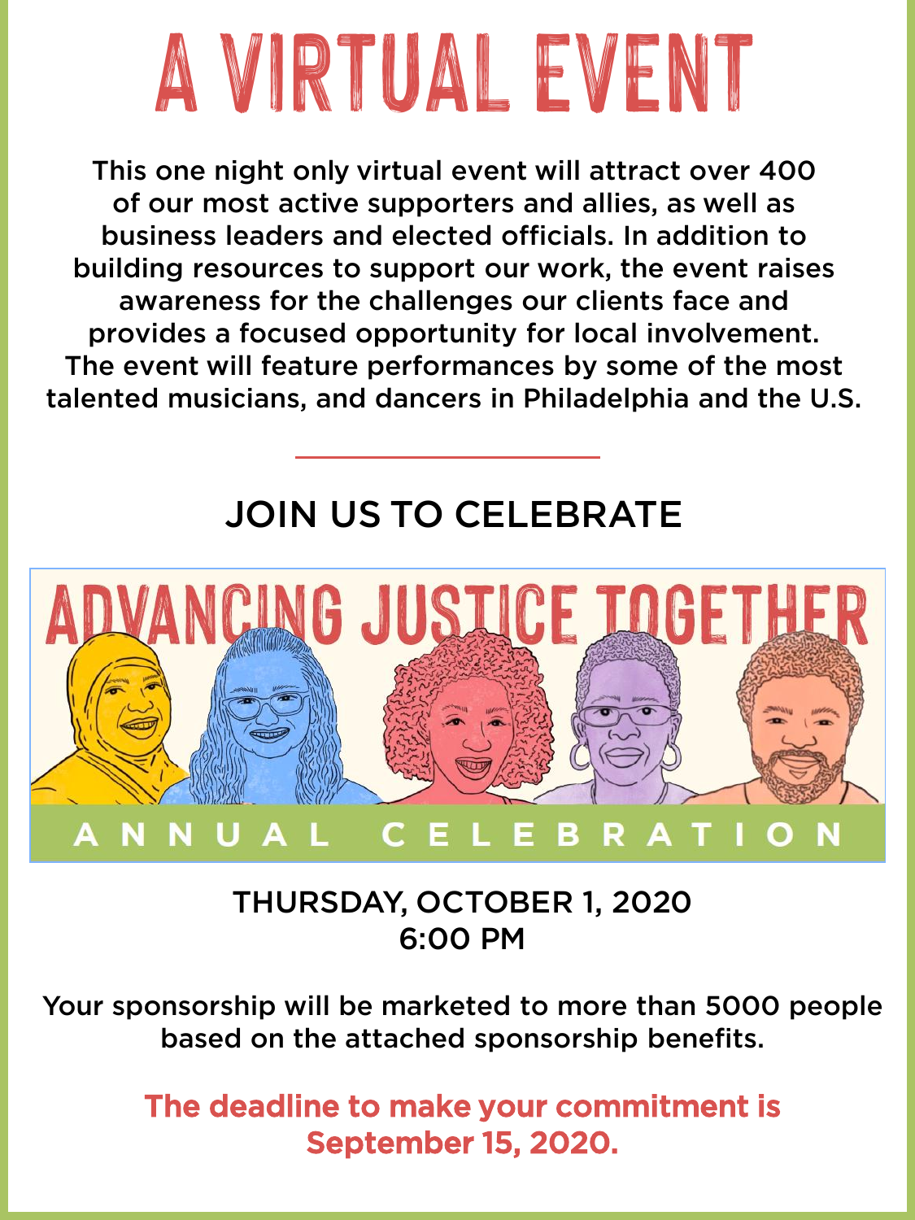# A VIRTUAL EVENT

This one night only virtual event will attract over 400 of our most active supporters and allies, as well as business leaders and elected officials. In addition to building resources to support our work, the event raises awareness for the challenges our clients face and provides a focused opportunity for local involvement. The event will feature performances by some of the most talented musicians, and dancers in Philadelphia and the U.S.

---

## JOIN US TO CELEBRATE

## ADVANCING JUSTICE TOGETHER

ANNUAL CELEBRATION

THURSDAY, OCTOBER 1, 2020
6:00 PM

Your sponsorship will be marketed to more than 5000 people based on the attached sponsorship benefits.

**The deadline to make your commitment is September 15, 2020.**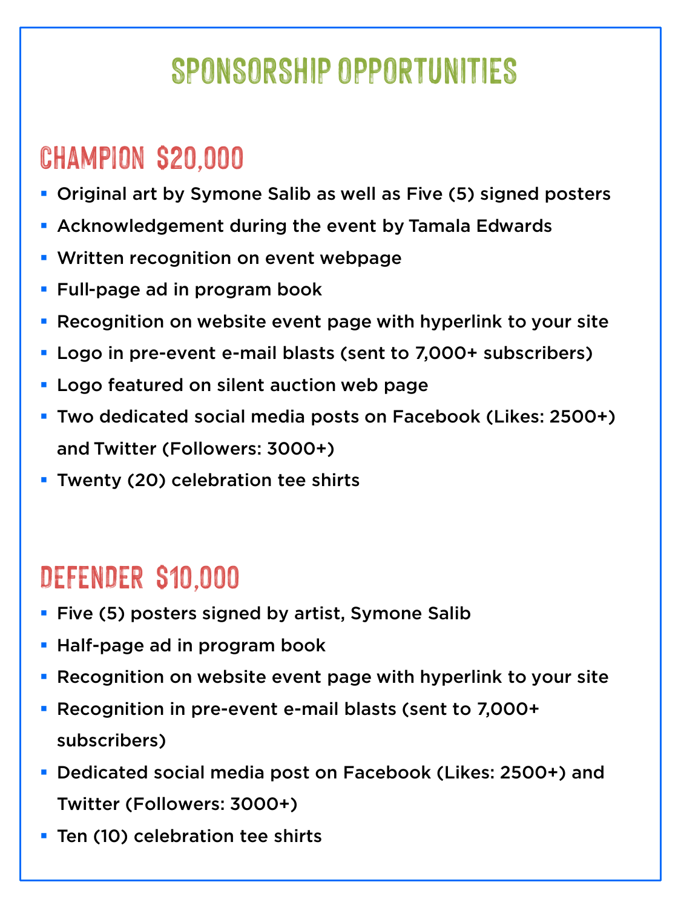# SPONSORSHIP OPPORTUNITIES

## CHAMPION $20,000

- Original art by Symone Salib as well as Five (5) signed posters
- Acknowledgement during the event by Tamala Edwards
- Written recognition on event webpage
- Full-page ad in program book
- Recognition on website event page with hyperlink to your site
- Logo in pre-event e-mail blasts (sent to 7,000+ subscribers)
- Logo featured on silent auction web page
- Two dedicated social media posts on Facebook (Likes: 2500+) and Twitter (Followers: 3000+)
- Twenty (20) celebration tee shirts

## DEFENDER $10,000

- Five (5) posters signed by artist, Symone Salib
- Half-page ad in program book
- Recognition on website event page with hyperlink to your site
- Recognition in pre-event e-mail blasts (sent to 7,000+ subscribers)
- Dedicated social media post on Facebook (Likes: 2500+) and Twitter (Followers: 3000+)
- Ten (10) celebration tee shirts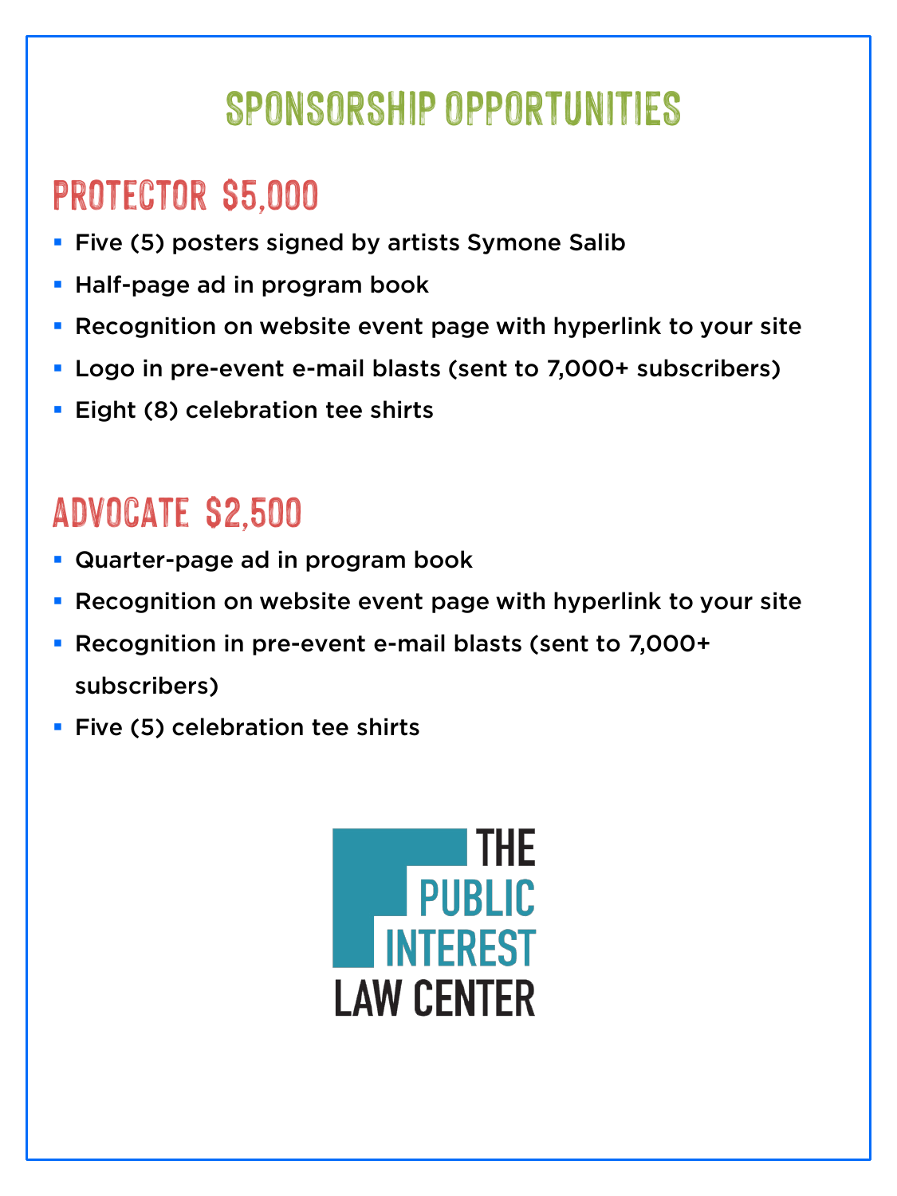# SPONSORSHIP OPPORTUNITIES

## PROTECTOR $5,000

- Five (5) posters signed by artists Symone Salib
- Half-page ad in program book
- Recognition on website event page with hyperlink to your site
- Logo in pre-event e-mail blasts (sent to 7,000+ subscribers)
- Eight (8) celebration tee shirts

## ADVOCATE $2,500

- Quarter-page ad in program book
- Recognition on website event page with hyperlink to your site
- Recognition in pre-event e-mail blasts (sent to 7,000+ subscribers)
- Five (5) celebration tee shirts

THE PUBLIC INTEREST LAW CENTER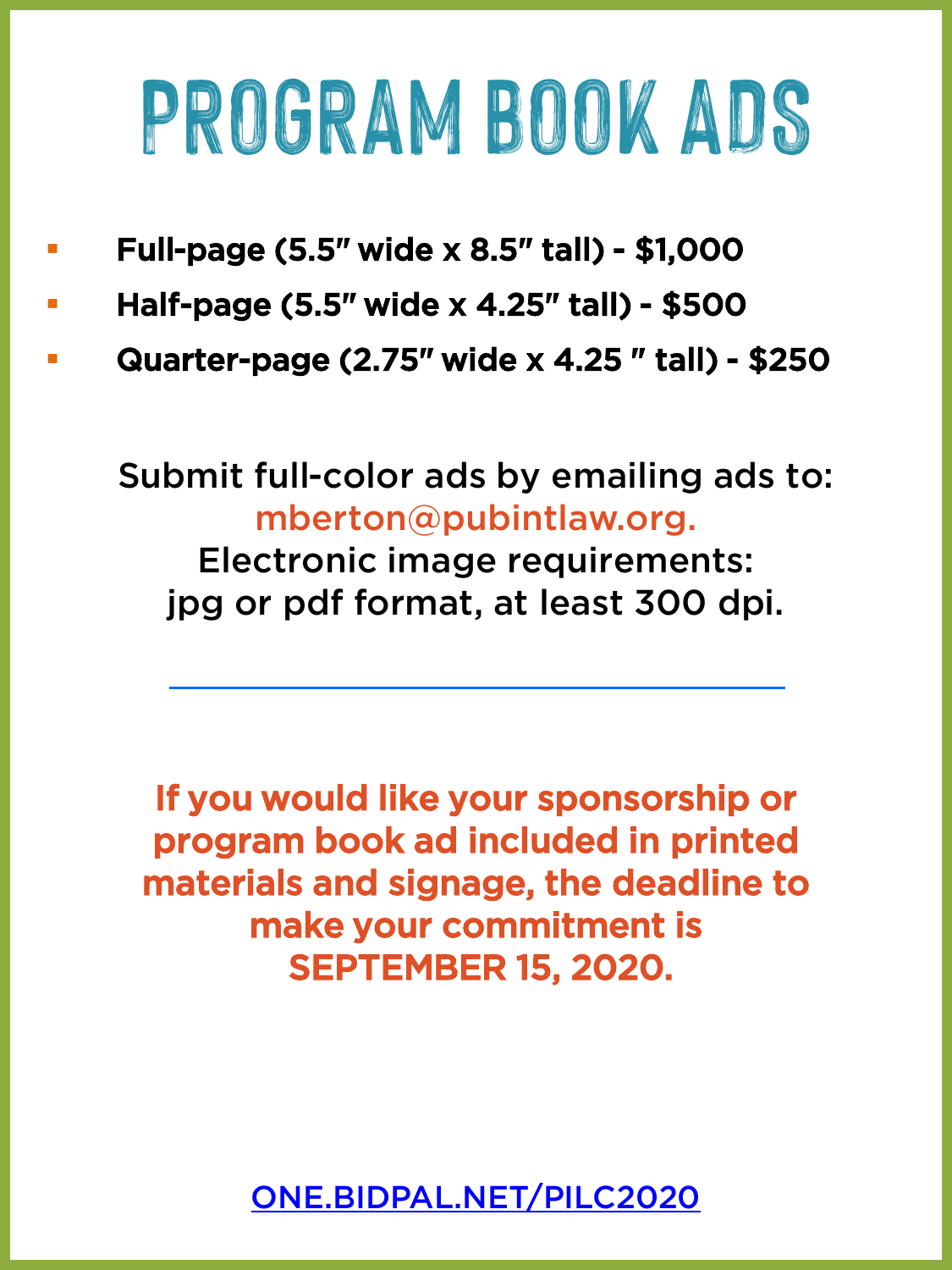# PROGRAM BOOK ADS

- **Full-page (5.5″ wide x 8.5″ tall) - $1,000**
- **Half-page (5.5″ wide x 4.25″ tall) - $500**
- **Quarter-page (2.75″ wide x 4.25 ″ tall) - $250**

Submit full-color ads by emailing ads to:
mberton@pubintlaw.org.
Electronic image requirements:
jpg or pdf format, at least 300 dpi.

---

**If you would like your sponsorship or program book ad included in printed materials and signage, the deadline to make your commitment is SEPTEMBER 15, 2020.**

ONE.BIDPAL.NET/PILC2020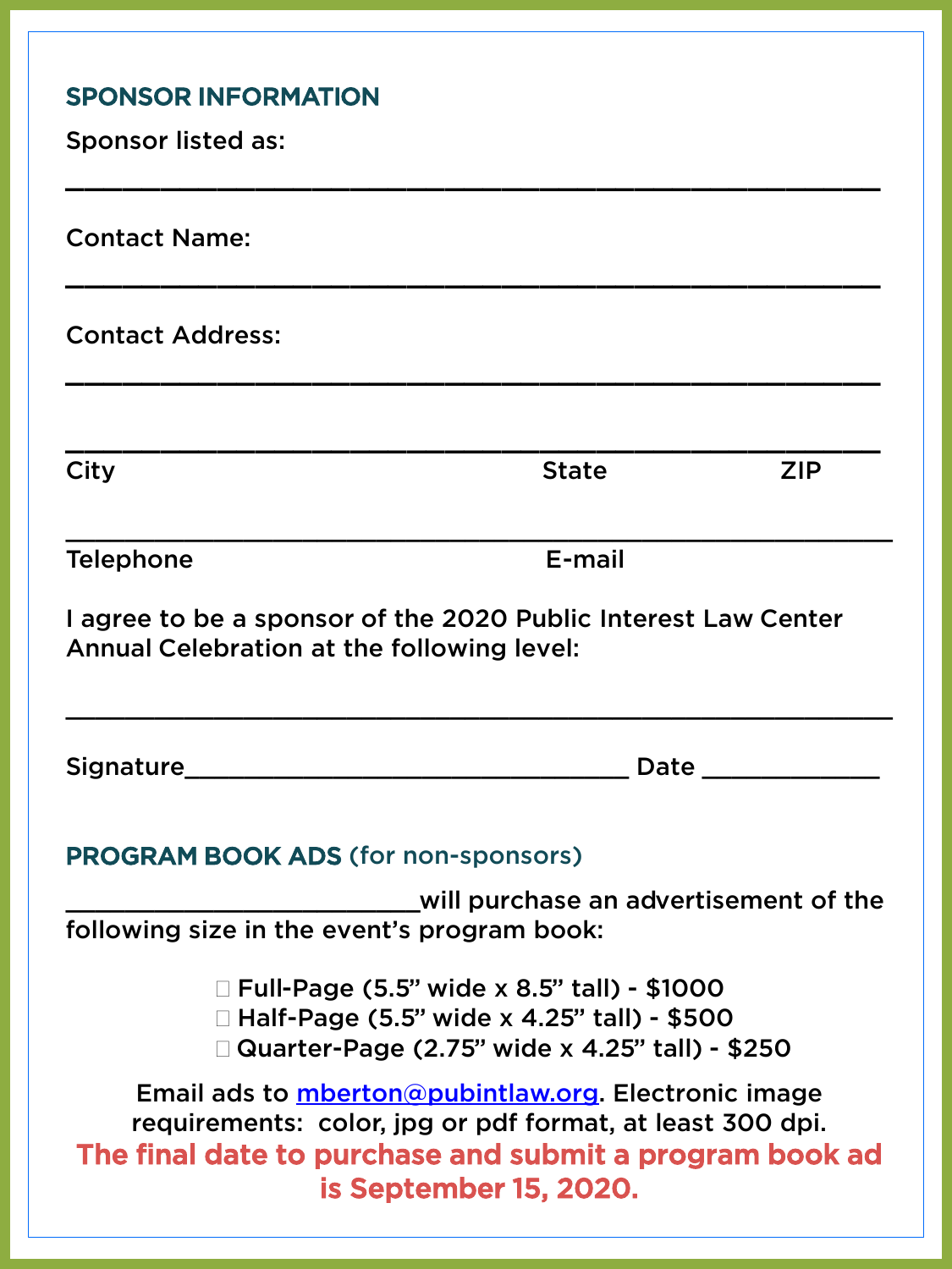## SPONSOR INFORMATION

Sponsor listed as:

___________________________________________________

Contact Name:

___________________________________________________

Contact Address:

___________________________________________________

___________________________________________________

City State ZIP

___________________________________________________

Telephone E-mail

I agree to be a sponsor of the 2020 Public Interest Law Center Annual Celebration at the following level:

___________________________________________________

Signature__________________________________ Date _____________

## PROGRAM BOOK ADS (for non-sponsors)

__________________________will purchase an advertisement of the following size in the event's program book:

- ☐ Full-Page (5.5" wide x 8.5" tall) - $1000
- ☐ Half-Page (5.5" wide x 4.25" tall) - $500
- ☐ Quarter-Page (2.75" wide x 4.25" tall) - $250

Email ads to mberton@pubintlaw.org. Electronic image requirements: color, jpg or pdf format, at least 300 dpi.

**The final date to purchase and submit a program book ad is September 15, 2020.**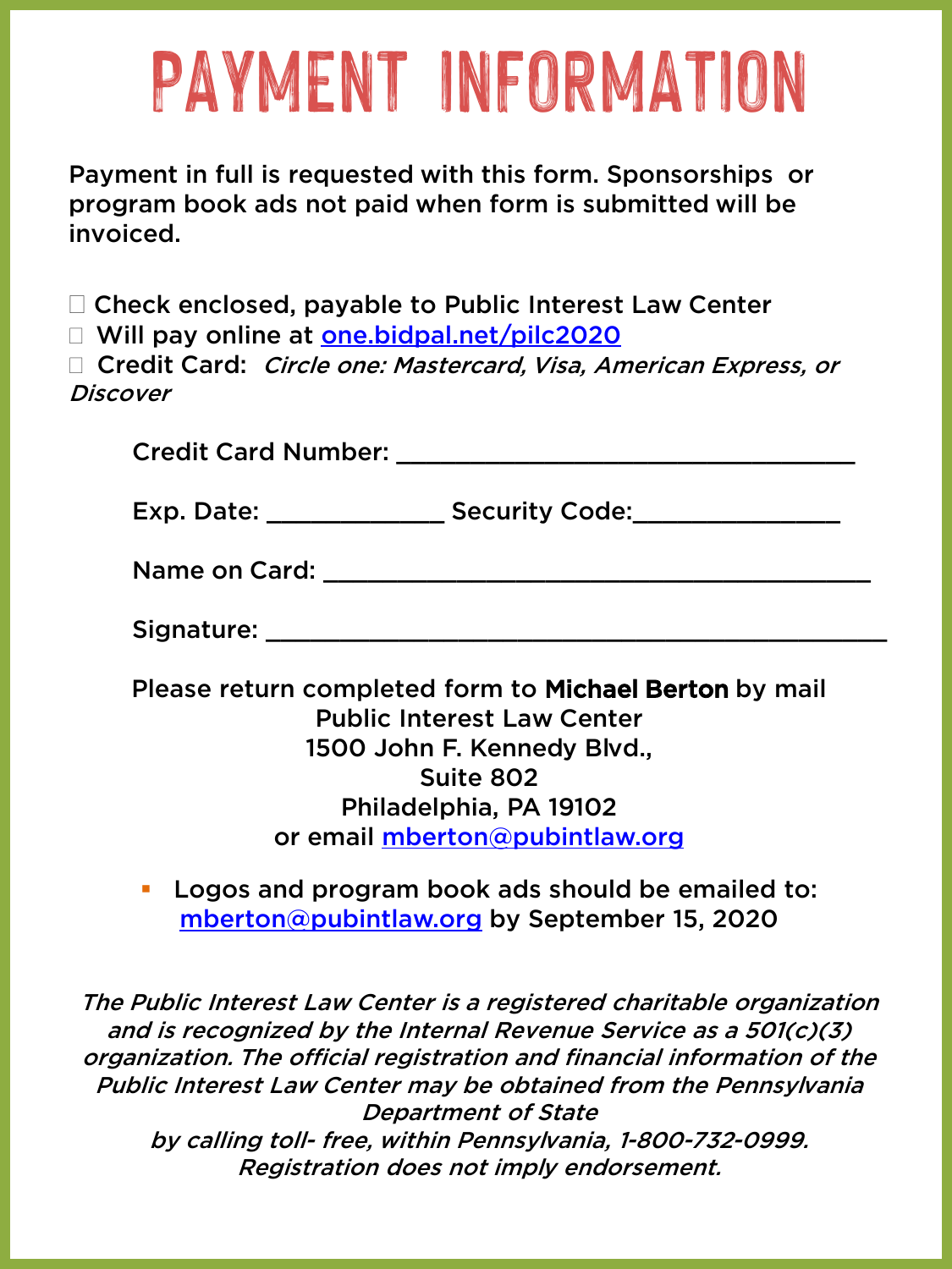# PAYMENT INFORMATION

Payment in full is requested with this form. Sponsorships or program book ads not paid when form is submitted will be invoiced.

☐ Check enclosed, payable to Public Interest Law Center
☐ Will pay online at one.bidpal.net/pilc2020
☐ Credit Card: *Circle one: Mastercard, Visa, American Express, or Discover*

Credit Card Number: ________________________________

Exp. Date: ____________ Security Code:______________

Name on Card: ______________________________________

Signature: __________________________________________

Please return completed form to **Michael Berton** by mail
Public Interest Law Center
1500 John F. Kennedy Blvd.,
Suite 802
Philadelphia, PA 19102
or email mberton@pubintlaw.org

- Logos and program book ads should be emailed to: mberton@pubintlaw.org by September 15, 2020

*The Public Interest Law Center is a registered charitable organization and is recognized by the Internal Revenue Service as a 501(c)(3) organization. The official registration and financial information of the Public Interest Law Center may be obtained from the Pennsylvania Department of State by calling toll- free, within Pennsylvania, 1-800-732-0999. Registration does not imply endorsement.*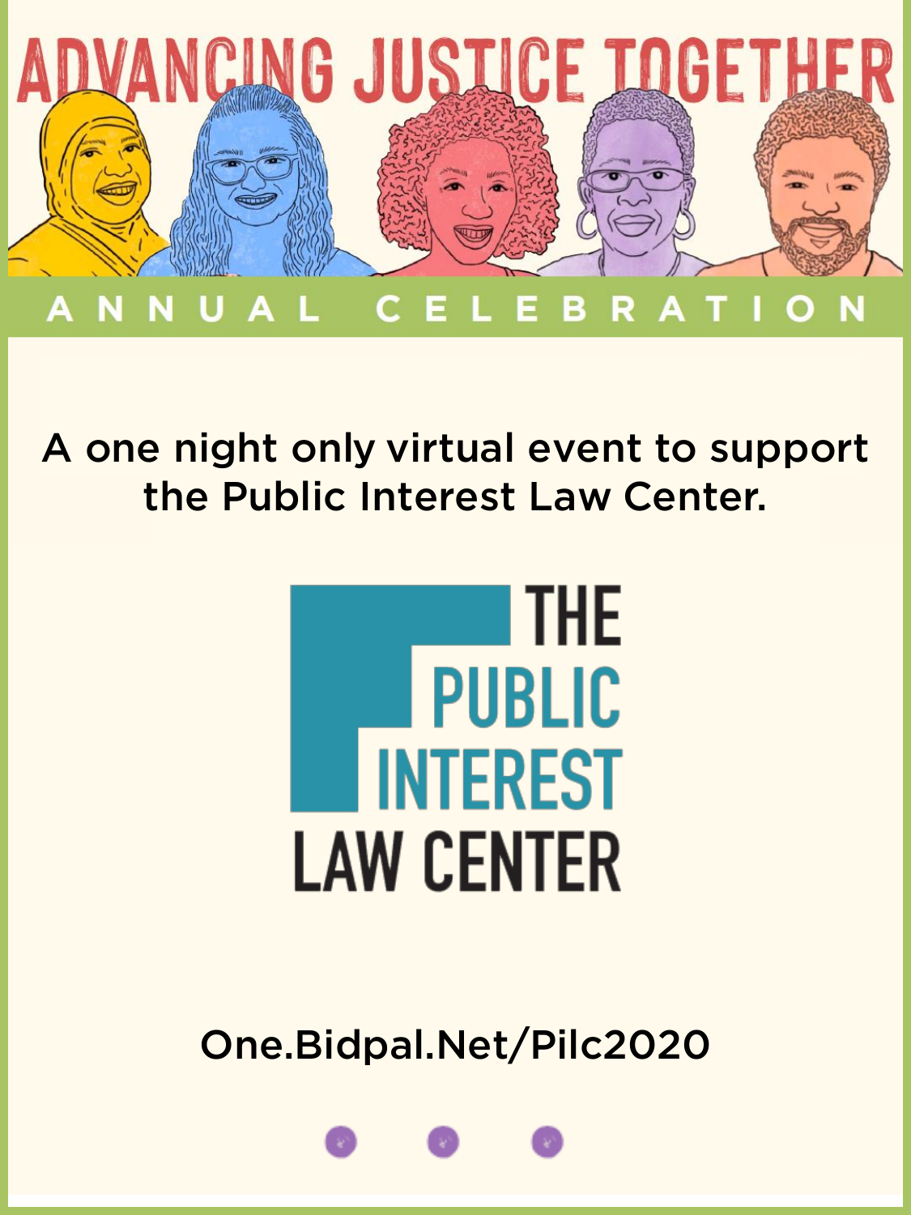# ADVANCING JUSTICE TOGETHER

## ANNUAL CELEBRATION

A one night only virtual event to support the Public Interest Law Center.

THE PUBLIC INTEREST LAW CENTER

One.Bidpal.Net/Pilc2020